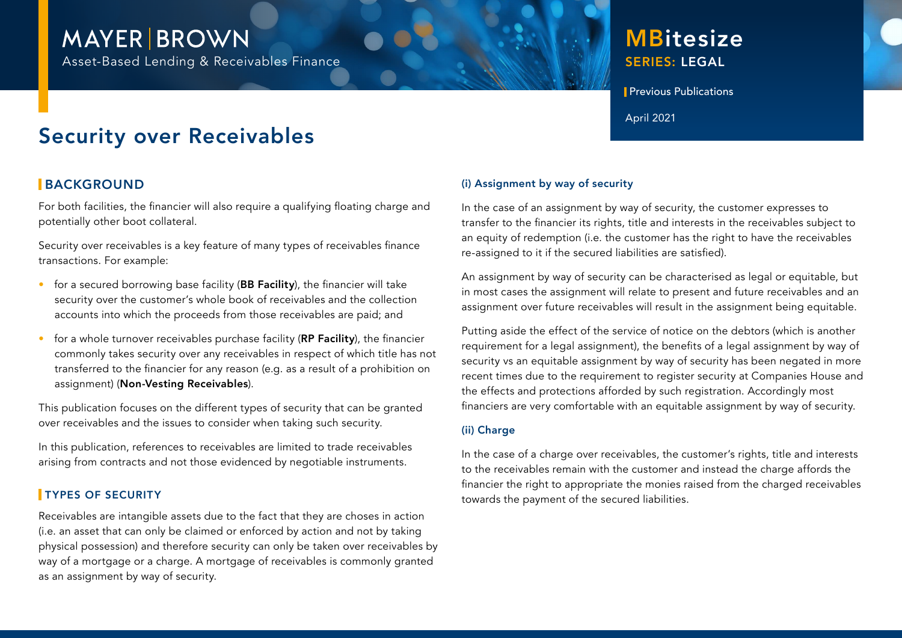MAYER | BROWN
Asset-Based Lending & Receivables Finance

**MBitesize**
SERIES: LEGAL

Previous Publications

April 2021

# Security over Receivables

## BACKGROUND

For both facilities, the financier will also require a qualifying floating charge and potentially other boot collateral.

Security over receivables is a key feature of many types of receivables finance transactions. For example:

- for a secured borrowing base facility (**BB Facility**), the financier will take security over the customer's whole book of receivables and the collection accounts into which the proceeds from those receivables are paid; and
- for a whole turnover receivables purchase facility (**RP Facility**), the financier commonly takes security over any receivables in respect of which title has not transferred to the financier for any reason (e.g. as a result of a prohibition on assignment) (**Non-Vesting Receivables**).

This publication focuses on the different types of security that can be granted over receivables and the issues to consider when taking such security.

In this publication, references to receivables are limited to trade receivables arising from contracts and not those evidenced by negotiable instruments.

## TYPES OF SECURITY

Receivables are intangible assets due to the fact that they are choses in action (i.e. an asset that can only be claimed or enforced by action and not by taking physical possession) and therefore security can only be taken over receivables by way of a mortgage or a charge. A mortgage of receivables is commonly granted as an assignment by way of security.

### (i) Assignment by way of security

In the case of an assignment by way of security, the customer expresses to transfer to the financier its rights, title and interests in the receivables subject to an equity of redemption (i.e. the customer has the right to have the receivables re-assigned to it if the secured liabilities are satisfied).

An assignment by way of security can be characterised as legal or equitable, but in most cases the assignment will relate to present and future receivables and an assignment over future receivables will result in the assignment being equitable.

Putting aside the effect of the service of notice on the debtors (which is another requirement for a legal assignment), the benefits of a legal assignment by way of security vs an equitable assignment by way of security has been negated in more recent times due to the requirement to register security at Companies House and the effects and protections afforded by such registration. Accordingly most financiers are very comfortable with an equitable assignment by way of security.

### (ii) Charge

In the case of a charge over receivables, the customer's rights, title and interests to the receivables remain with the customer and instead the charge affords the financier the right to appropriate the monies raised from the charged receivables towards the payment of the secured liabilities.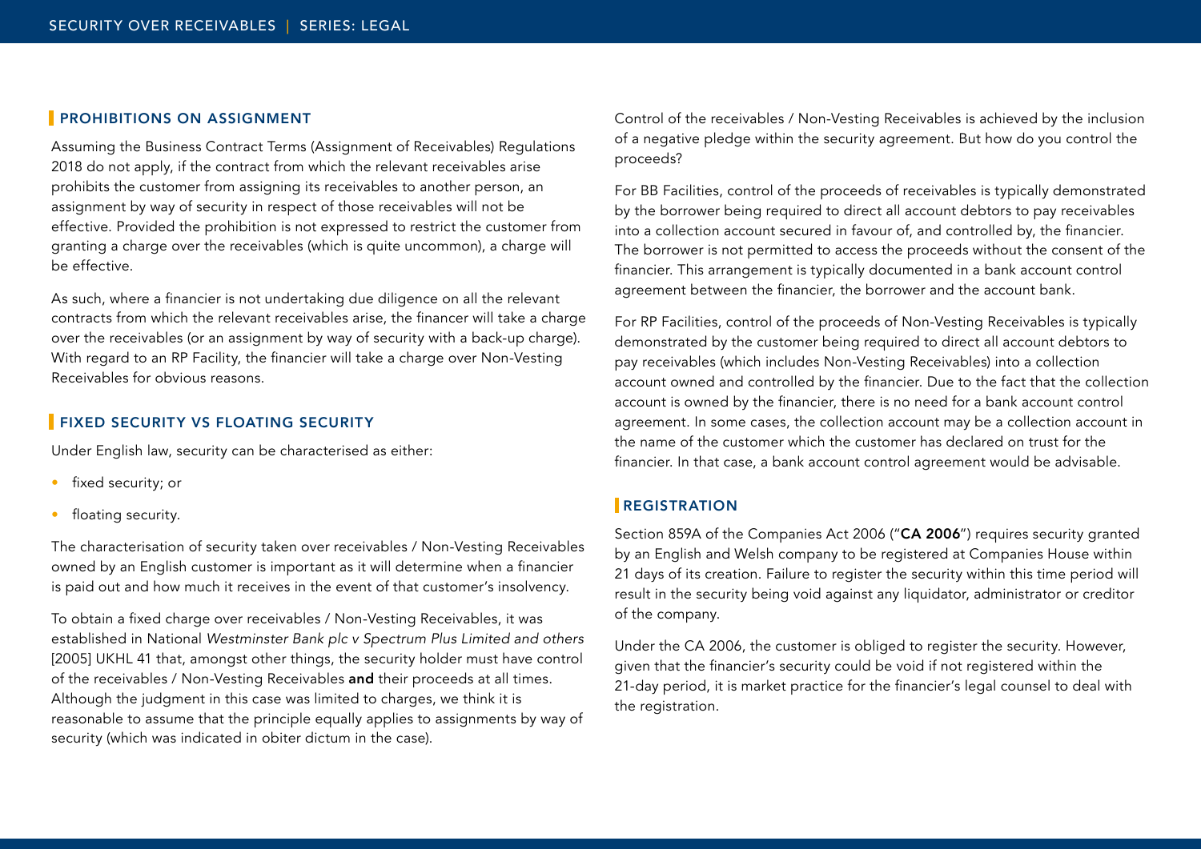## PROHIBITIONS ON ASSIGNMENT

Assuming the Business Contract Terms (Assignment of Receivables) Regulations 2018 do not apply, if the contract from which the relevant receivables arise prohibits the customer from assigning its receivables to another person, an assignment by way of security in respect of those receivables will not be effective. Provided the prohibition is not expressed to restrict the customer from granting a charge over the receivables (which is quite uncommon), a charge will be effective.

As such, where a financier is not undertaking due diligence on all the relevant contracts from which the relevant receivables arise, the financer will take a charge over the receivables (or an assignment by way of security with a back-up charge). With regard to an RP Facility, the financier will take a charge over Non-Vesting Receivables for obvious reasons.

## FIXED SECURITY VS FLOATING SECURITY

Under English law, security can be characterised as either:

- fixed security; or
- floating security.

The characterisation of security taken over receivables / Non-Vesting Receivables owned by an English customer is important as it will determine when a financier is paid out and how much it receives in the event of that customer's insolvency.

To obtain a fixed charge over receivables / Non-Vesting Receivables, it was established in National *Westminster Bank plc v Spectrum Plus Limited and others* [2005] UKHL 41 that, amongst other things, the security holder must have control of the receivables / Non-Vesting Receivables **and** their proceeds at all times. Although the judgment in this case was limited to charges, we think it is reasonable to assume that the principle equally applies to assignments by way of security (which was indicated in obiter dictum in the case).

Control of the receivables / Non-Vesting Receivables is achieved by the inclusion of a negative pledge within the security agreement. But how do you control the proceeds?

For BB Facilities, control of the proceeds of receivables is typically demonstrated by the borrower being required to direct all account debtors to pay receivables into a collection account secured in favour of, and controlled by, the financier. The borrower is not permitted to access the proceeds without the consent of the financier. This arrangement is typically documented in a bank account control agreement between the financier, the borrower and the account bank.

For RP Facilities, control of the proceeds of Non-Vesting Receivables is typically demonstrated by the customer being required to direct all account debtors to pay receivables (which includes Non-Vesting Receivables) into a collection account owned and controlled by the financier. Due to the fact that the collection account is owned by the financier, there is no need for a bank account control agreement. In some cases, the collection account may be a collection account in the name of the customer which the customer has declared on trust for the financier. In that case, a bank account control agreement would be advisable.

## REGISTRATION

Section 859A of the Companies Act 2006 ("**CA 2006**") requires security granted by an English and Welsh company to be registered at Companies House within 21 days of its creation. Failure to register the security within this time period will result in the security being void against any liquidator, administrator or creditor of the company.

Under the CA 2006, the customer is obliged to register the security. However, given that the financier's security could be void if not registered within the 21-day period, it is market practice for the financier's legal counsel to deal with the registration.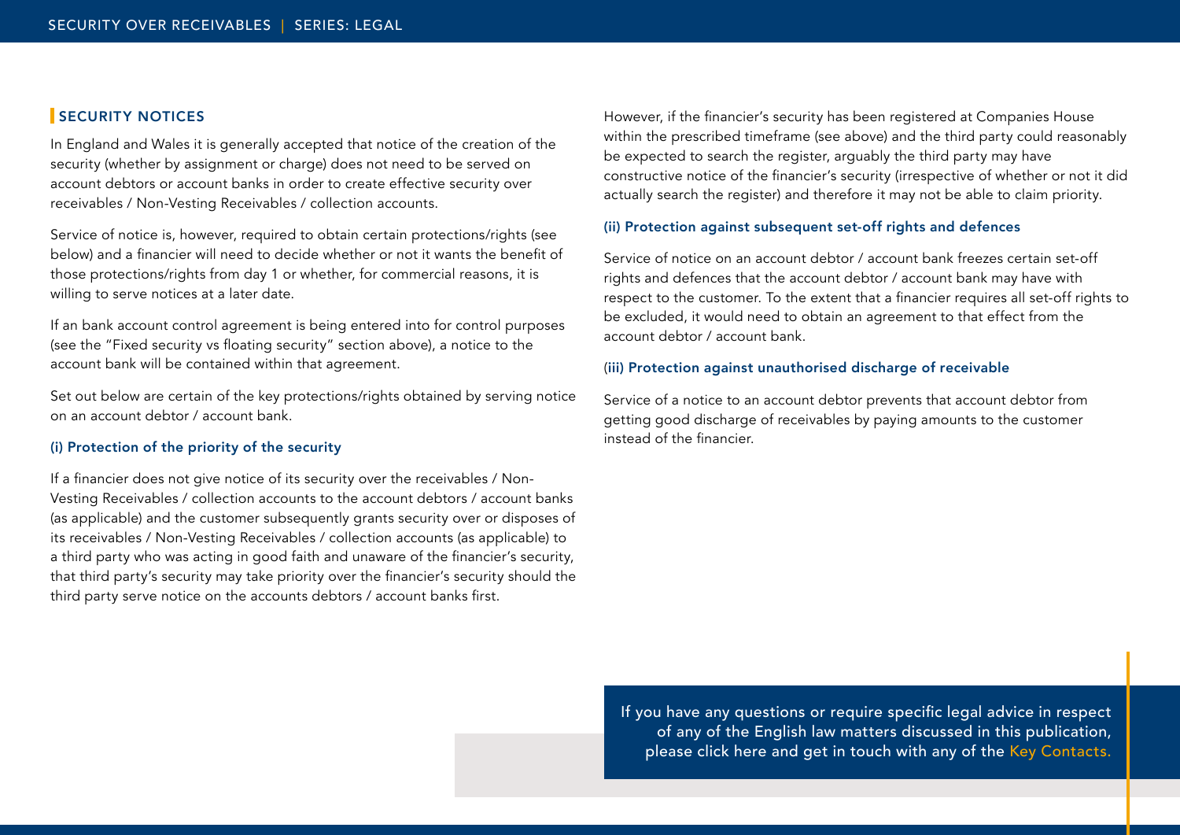## SECURITY NOTICES

In England and Wales it is generally accepted that notice of the creation of the security (whether by assignment or charge) does not need to be served on account debtors or account banks in order to create effective security over receivables / Non-Vesting Receivables / collection accounts.

Service of notice is, however, required to obtain certain protections/rights (see below) and a financier will need to decide whether or not it wants the benefit of those protections/rights from day 1 or whether, for commercial reasons, it is willing to serve notices at a later date.

If an bank account control agreement is being entered into for control purposes (see the "Fixed security vs floating security" section above), a notice to the account bank will be contained within that agreement.

Set out below are certain of the key protections/rights obtained by serving notice on an account debtor / account bank.

### (i) Protection of the priority of the security

If a financier does not give notice of its security over the receivables / Non-Vesting Receivables / collection accounts to the account debtors / account banks (as applicable) and the customer subsequently grants security over or disposes of its receivables / Non-Vesting Receivables / collection accounts (as applicable) to a third party who was acting in good faith and unaware of the financier's security, that third party's security may take priority over the financier's security should the third party serve notice on the accounts debtors / account banks first.

However, if the financier's security has been registered at Companies House within the prescribed timeframe (see above) and the third party could reasonably be expected to search the register, arguably the third party may have constructive notice of the financier's security (irrespective of whether or not it did actually search the register) and therefore it may not be able to claim priority.

### (ii) Protection against subsequent set-off rights and defences

Service of notice on an account debtor / account bank freezes certain set-off rights and defences that the account debtor / account bank may have with respect to the customer. To the extent that a financier requires all set-off rights to be excluded, it would need to obtain an agreement to that effect from the account debtor / account bank.

### (iii) Protection against unauthorised discharge of receivable

Service of a notice to an account debtor prevents that account debtor from getting good discharge of receivables by paying amounts to the customer instead of the financier.

If you have any questions or require specific legal advice in respect of any of the English law matters discussed in this publication, please click here and get in touch with any of the Key Contacts.